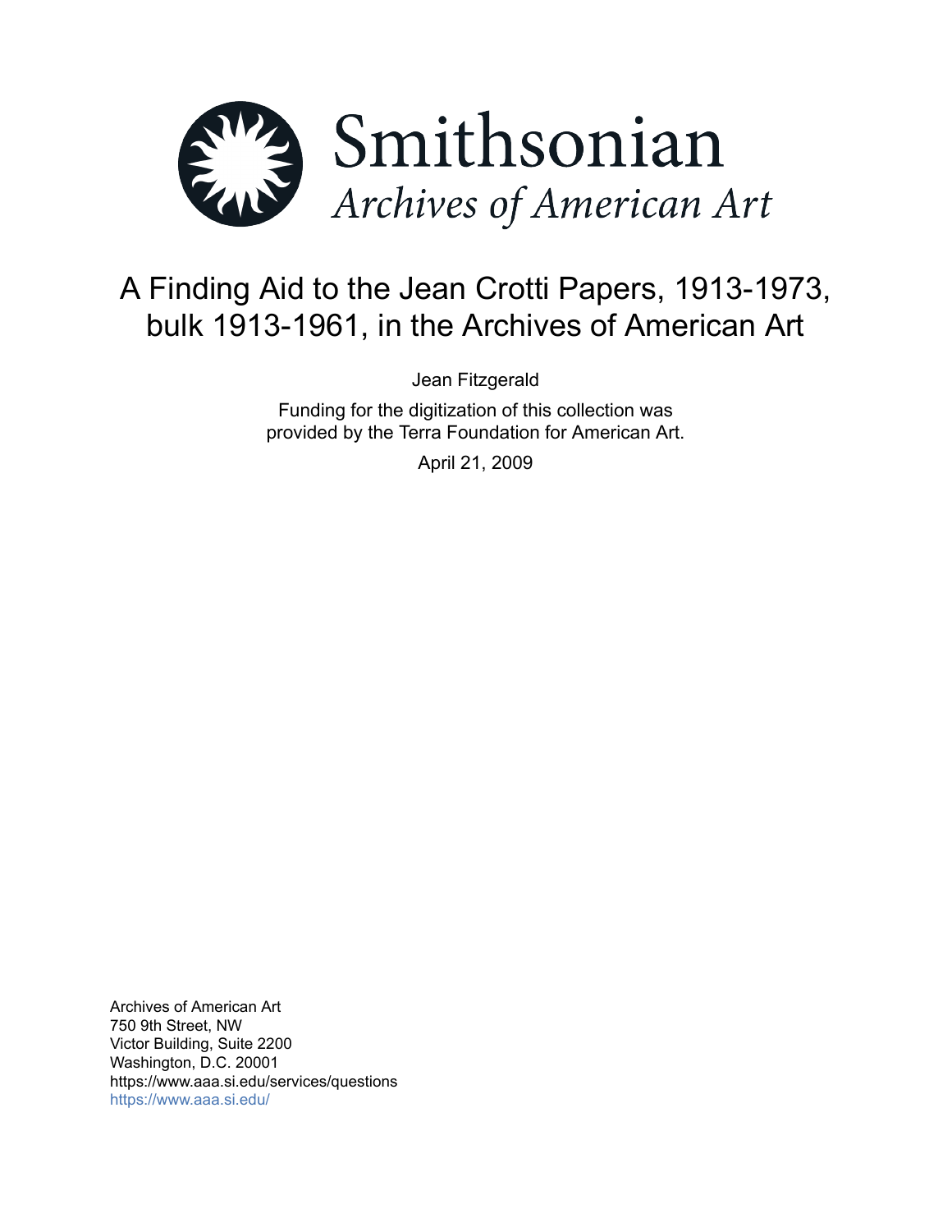Smithsonian

*Archives of American Art*

# A Finding Aid to the Jean Crotti Papers, 1913-1973, bulk 1913-1961, in the Archives of American Art

Jean Fitzgerald

Funding for the digitization of this collection was provided by the Terra Foundation for American Art.

April 21, 2009

Archives of American Art
750 9th Street, NW
Victor Building, Suite 2200
Washington, D.C. 20001
https://www.aaa.si.edu/services/questions
https://www.aaa.si.edu/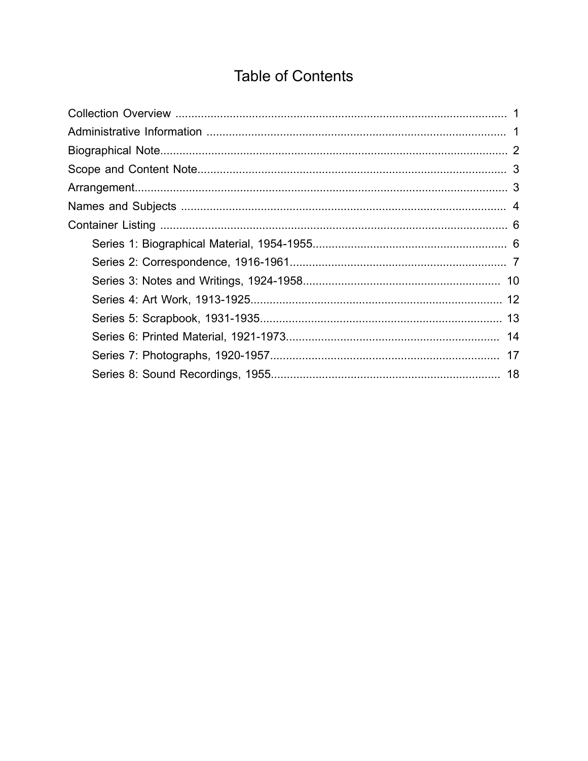# Table of Contents

- Collection Overview ........................................................................................................ 1
- Administrative Information .............................................................................................. 1
- Biographical Note............................................................................................................ 2
- Scope and Content Note................................................................................................. 3
- Arrangement..................................................................................................................... 3
- Names and Subjects ...................................................................................................... 4
- Container Listing ............................................................................................................ 6
  - Series 1: Biographical Material, 1954-1955............................................................ 6
  - Series 2: Correspondence, 1916-1961................................................................... 7
  - Series 3: Notes and Writings, 1924-1958............................................................. 10
  - Series 4: Art Work, 1913-1925.............................................................................. 12
  - Series 5: Scrapbook, 1931-1935........................................................................... 13
  - Series 6: Printed Material, 1921-1973.................................................................. 14
  - Series 7: Photographs, 1920-1957....................................................................... 17
  - Series 8: Sound Recordings, 1955....................................................................... 18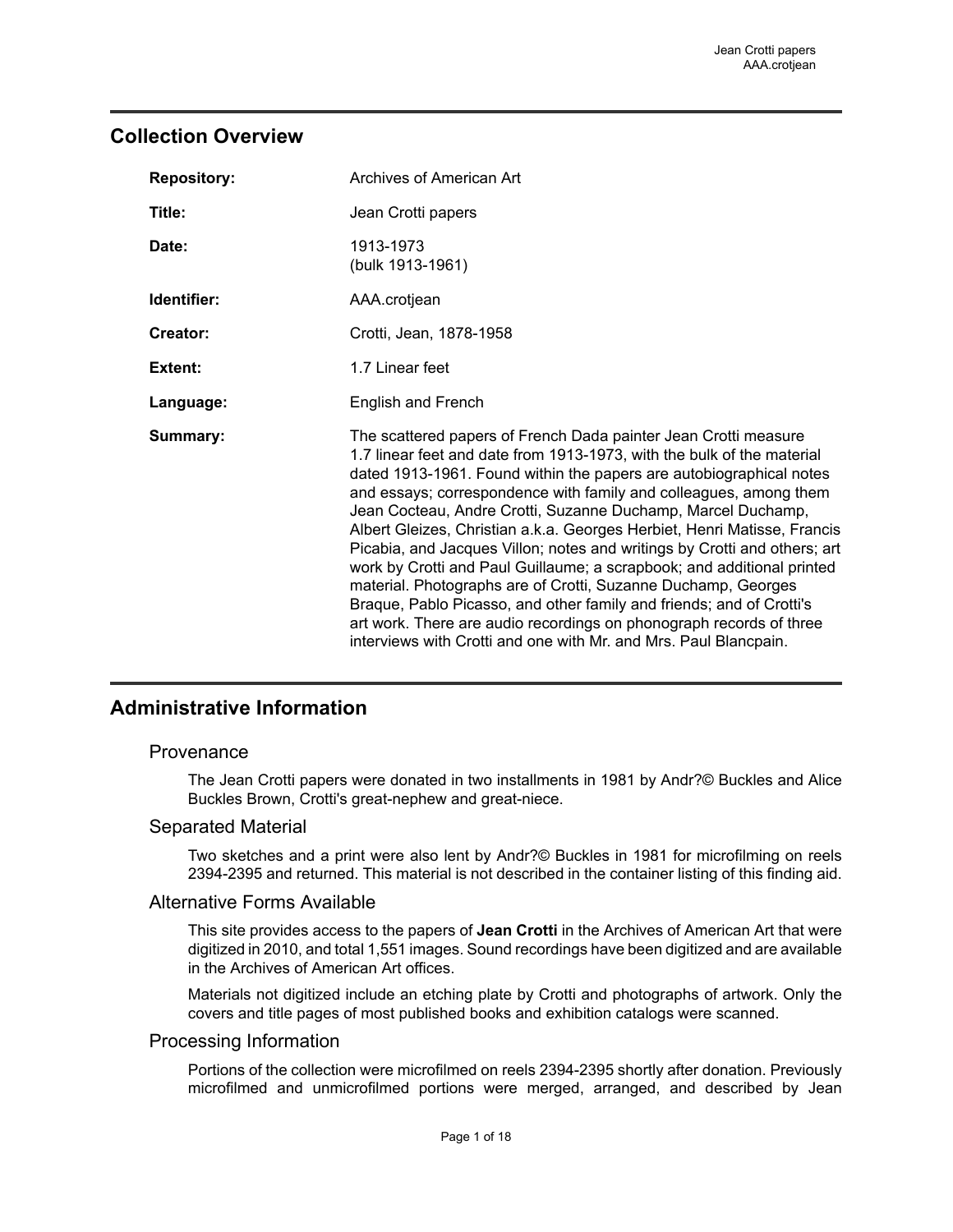## Collection Overview

| | |
|---|---|
| **Repository:** | Archives of American Art |
| **Title:** | Jean Crotti papers |
| **Date:** | 1913-1973<br>(bulk 1913-1961) |
| **Identifier:** | AAA.crotjean |
| **Creator:** | Crotti, Jean, 1878-1958 |
| **Extent:** | 1.7 Linear feet |
| **Language:** | English and French |
| **Summary:** | The scattered papers of French Dada painter Jean Crotti measure 1.7 linear feet and date from 1913-1973, with the bulk of the material dated 1913-1961. Found within the papers are autobiographical notes and essays; correspondence with family and colleagues, among them Jean Cocteau, Andre Crotti, Suzanne Duchamp, Marcel Duchamp, Albert Gleizes, Christian a.k.a. Georges Herbiet, Henri Matisse, Francis Picabia, and Jacques Villon; notes and writings by Crotti and others; art work by Crotti and Paul Guillaume; a scrapbook; and additional printed material. Photographs are of Crotti, Suzanne Duchamp, Georges Braque, Pablo Picasso, and other family and friends; and of Crotti's art work. There are audio recordings on phonograph records of three interviews with Crotti and one with Mr. and Mrs. Paul Blancpain. |

## Administrative Information

### Provenance

The Jean Crotti papers were donated in two installments in 1981 by Andr?© Buckles and Alice Buckles Brown, Crotti's great-nephew and great-niece.

### Separated Material

Two sketches and a print were also lent by Andr?© Buckles in 1981 for microfilming on reels 2394-2395 and returned. This material is not described in the container listing of this finding aid.

### Alternative Forms Available

This site provides access to the papers of **Jean Crotti** in the Archives of American Art that were digitized in 2010, and total 1,551 images. Sound recordings have been digitized and are available in the Archives of American Art offices.

Materials not digitized include an etching plate by Crotti and photographs of artwork. Only the covers and title pages of most published books and exhibition catalogs were scanned.

### Processing Information

Portions of the collection were microfilmed on reels 2394-2395 shortly after donation. Previously microfilmed and unmicrofilmed portions were merged, arranged, and described by Jean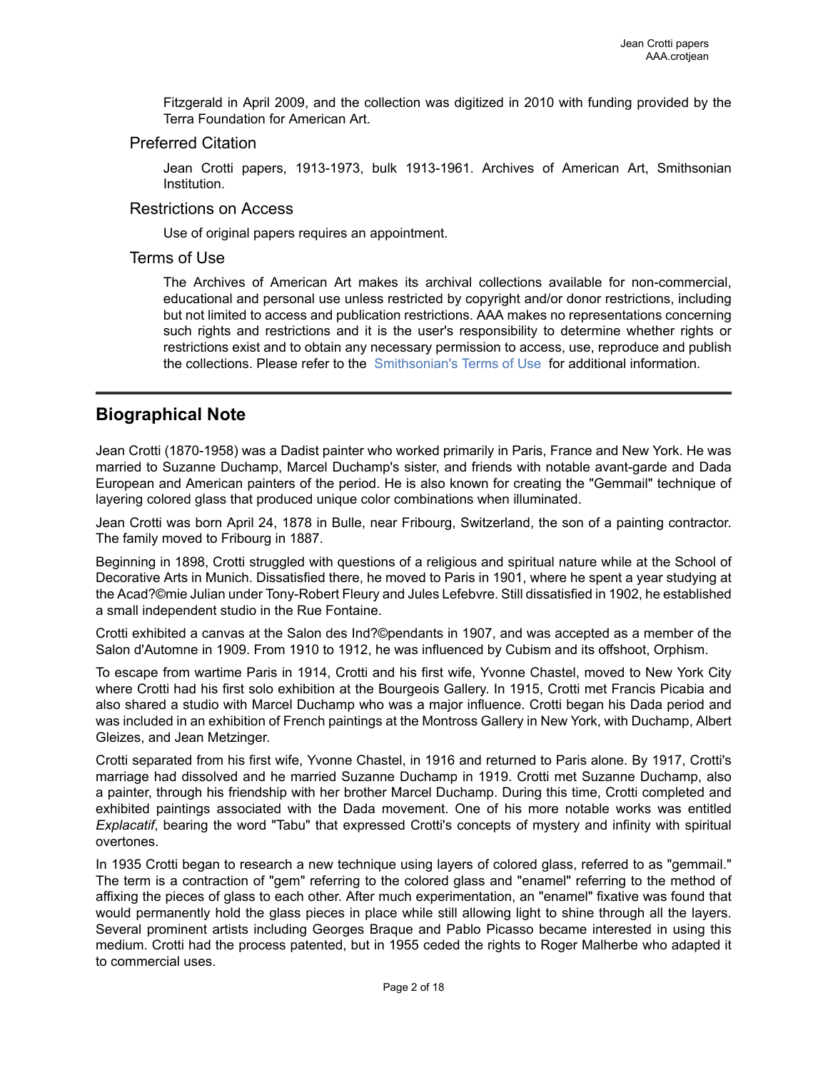Fitzgerald in April 2009, and the collection was digitized in 2010 with funding provided by the Terra Foundation for American Art.

### Preferred Citation

Jean Crotti papers, 1913-1973, bulk 1913-1961. Archives of American Art, Smithsonian Institution.

### Restrictions on Access

Use of original papers requires an appointment.

### Terms of Use

The Archives of American Art makes its archival collections available for non-commercial, educational and personal use unless restricted by copyright and/or donor restrictions, including but not limited to access and publication restrictions. AAA makes no representations concerning such rights and restrictions and it is the user's responsibility to determine whether rights or restrictions exist and to obtain any necessary permission to access, use, reproduce and publish the collections. Please refer to the Smithsonian's Terms of Use for additional information.

---

## Biographical Note

Jean Crotti (1870-1958) was a Dadist painter who worked primarily in Paris, France and New York. He was married to Suzanne Duchamp, Marcel Duchamp's sister, and friends with notable avant-garde and Dada European and American painters of the period. He is also known for creating the "Gemmail" technique of layering colored glass that produced unique color combinations when illuminated.

Jean Crotti was born April 24, 1878 in Bulle, near Fribourg, Switzerland, the son of a painting contractor. The family moved to Fribourg in 1887.

Beginning in 1898, Crotti struggled with questions of a religious and spiritual nature while at the School of Decorative Arts in Munich. Dissatisfied there, he moved to Paris in 1901, where he spent a year studying at the Acad?©mie Julian under Tony-Robert Fleury and Jules Lefebvre. Still dissatisfied in 1902, he established a small independent studio in the Rue Fontaine.

Crotti exhibited a canvas at the Salon des Ind?©pendants in 1907, and was accepted as a member of the Salon d'Automne in 1909. From 1910 to 1912, he was influenced by Cubism and its offshoot, Orphism.

To escape from wartime Paris in 1914, Crotti and his first wife, Yvonne Chastel, moved to New York City where Crotti had his first solo exhibition at the Bourgeois Gallery. In 1915, Crotti met Francis Picabia and also shared a studio with Marcel Duchamp who was a major influence. Crotti began his Dada period and was included in an exhibition of French paintings at the Montross Gallery in New York, with Duchamp, Albert Gleizes, and Jean Metzinger.

Crotti separated from his first wife, Yvonne Chastel, in 1916 and returned to Paris alone. By 1917, Crotti's marriage had dissolved and he married Suzanne Duchamp in 1919. Crotti met Suzanne Duchamp, also a painter, through his friendship with her brother Marcel Duchamp. During this time, Crotti completed and exhibited paintings associated with the Dada movement. One of his more notable works was entitled *Explacatif*, bearing the word "Tabu" that expressed Crotti's concepts of mystery and infinity with spiritual overtones.

In 1935 Crotti began to research a new technique using layers of colored glass, referred to as "gemmail." The term is a contraction of "gem" referring to the colored glass and "enamel" referring to the method of affixing the pieces of glass to each other. After much experimentation, an "enamel" fixative was found that would permanently hold the glass pieces in place while still allowing light to shine through all the layers. Several prominent artists including Georges Braque and Pablo Picasso became interested in using this medium. Crotti had the process patented, but in 1955 ceded the rights to Roger Malherbe who adapted it to commercial uses.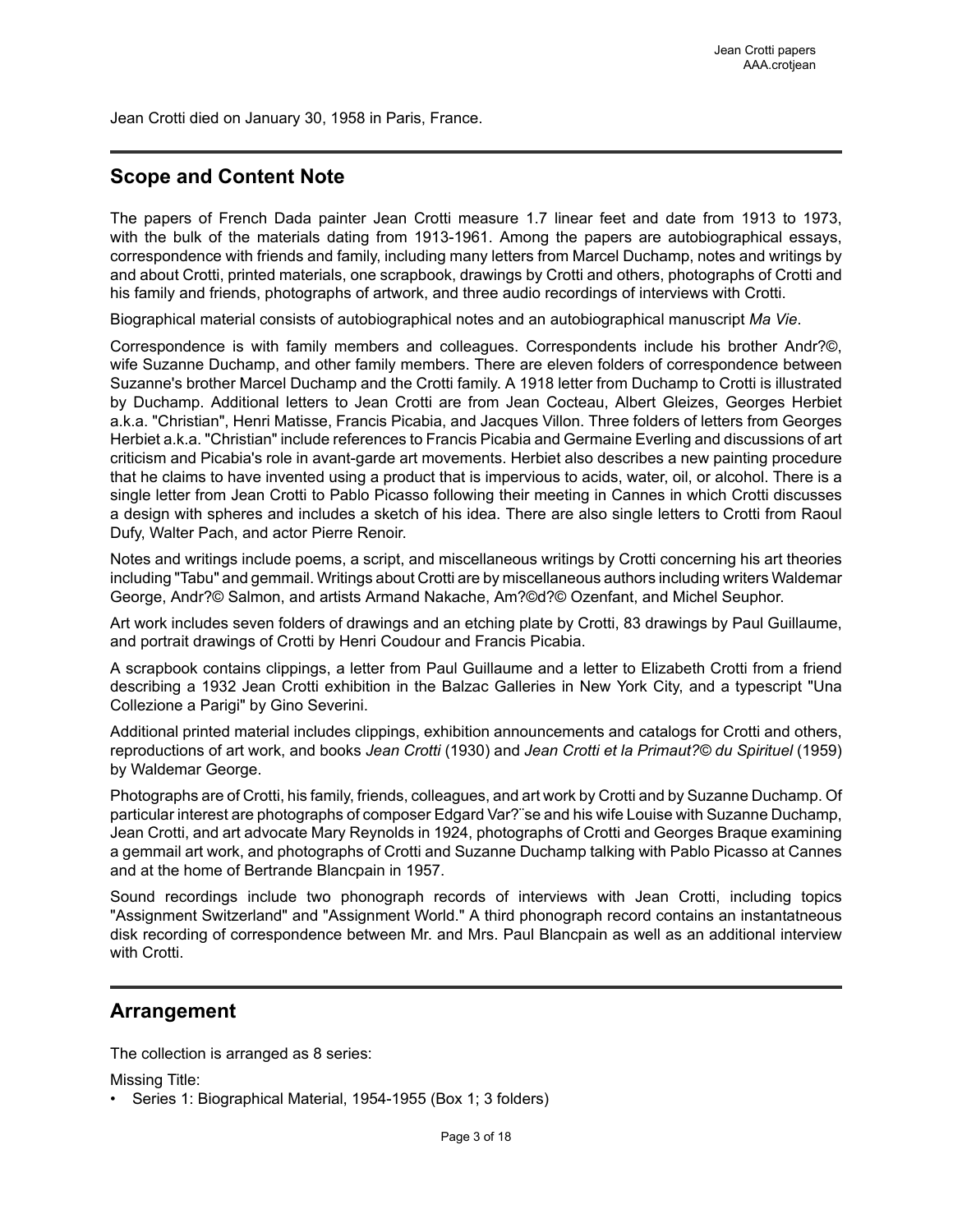Jean Crotti died on January 30, 1958 in Paris, France.

## Scope and Content Note

The papers of French Dada painter Jean Crotti measure 1.7 linear feet and date from 1913 to 1973, with the bulk of the materials dating from 1913-1961. Among the papers are autobiographical essays, correspondence with friends and family, including many letters from Marcel Duchamp, notes and writings by and about Crotti, printed materials, one scrapbook, drawings by Crotti and others, photographs of Crotti and his family and friends, photographs of artwork, and three audio recordings of interviews with Crotti.

Biographical material consists of autobiographical notes and an autobiographical manuscript *Ma Vie*.

Correspondence is with family members and colleagues. Correspondents include his brother Andr?©, wife Suzanne Duchamp, and other family members. There are eleven folders of correspondence between Suzanne's brother Marcel Duchamp and the Crotti family. A 1918 letter from Duchamp to Crotti is illustrated by Duchamp. Additional letters to Jean Crotti are from Jean Cocteau, Albert Gleizes, Georges Herbiet a.k.a. "Christian", Henri Matisse, Francis Picabia, and Jacques Villon. Three folders of letters from Georges Herbiet a.k.a. "Christian" include references to Francis Picabia and Germaine Everling and discussions of art criticism and Picabia's role in avant-garde art movements. Herbiet also describes a new painting procedure that he claims to have invented using a product that is impervious to acids, water, oil, or alcohol. There is a single letter from Jean Crotti to Pablo Picasso following their meeting in Cannes in which Crotti discusses a design with spheres and includes a sketch of his idea. There are also single letters to Crotti from Raoul Dufy, Walter Pach, and actor Pierre Renoir.

Notes and writings include poems, a script, and miscellaneous writings by Crotti concerning his art theories including "Tabu" and gemmail. Writings about Crotti are by miscellaneous authors including writers Waldemar George, Andr?© Salmon, and artists Armand Nakache, Am?©d?© Ozenfant, and Michel Seuphor.

Art work includes seven folders of drawings and an etching plate by Crotti, 83 drawings by Paul Guillaume, and portrait drawings of Crotti by Henri Coudour and Francis Picabia.

A scrapbook contains clippings, a letter from Paul Guillaume and a letter to Elizabeth Crotti from a friend describing a 1932 Jean Crotti exhibition in the Balzac Galleries in New York City, and a typescript "Una Collezione a Parigi" by Gino Severini.

Additional printed material includes clippings, exhibition announcements and catalogs for Crotti and others, reproductions of art work, and books *Jean Crotti* (1930) and *Jean Crotti et la Primaut?© du Spirituel* (1959) by Waldemar George.

Photographs are of Crotti, his family, friends, colleagues, and art work by Crotti and by Suzanne Duchamp. Of particular interest are photographs of composer Edgard Var?¨se and his wife Louise with Suzanne Duchamp, Jean Crotti, and art advocate Mary Reynolds in 1924, photographs of Crotti and Georges Braque examining a gemmail art work, and photographs of Crotti and Suzanne Duchamp talking with Pablo Picasso at Cannes and at the home of Bertrande Blancpain in 1957.

Sound recordings include two phonograph records of interviews with Jean Crotti, including topics "Assignment Switzerland" and "Assignment World." A third phonograph record contains an instantatneous disk recording of correspondence between Mr. and Mrs. Paul Blancpain as well as an additional interview with Crotti.

## Arrangement

The collection is arranged as 8 series:

Missing Title:

- Series 1: Biographical Material, 1954-1955 (Box 1; 3 folders)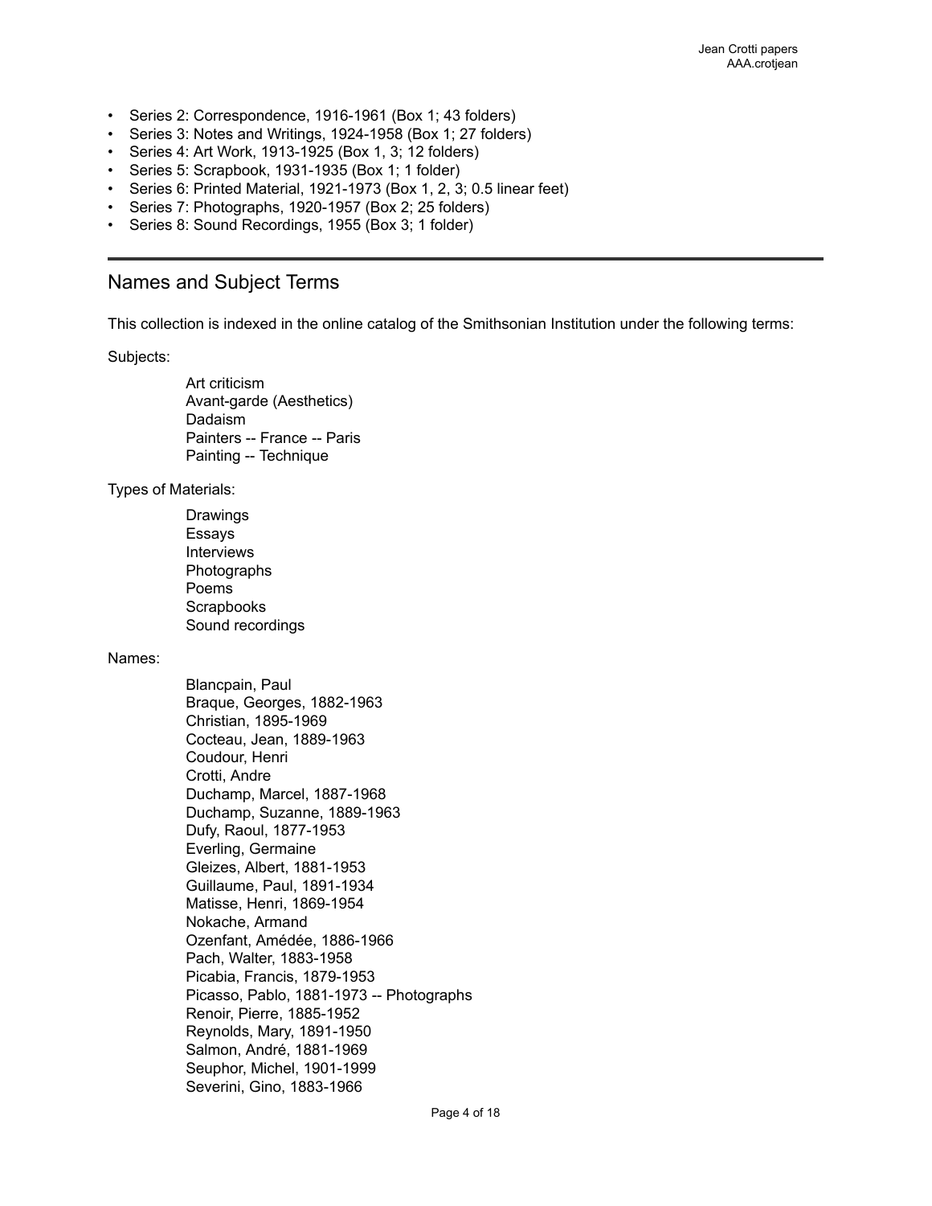- Series 2: Correspondence, 1916-1961 (Box 1; 43 folders)
- Series 3: Notes and Writings, 1924-1958 (Box 1; 27 folders)
- Series 4: Art Work, 1913-1925 (Box 1, 3; 12 folders)
- Series 5: Scrapbook, 1931-1935 (Box 1; 1 folder)
- Series 6: Printed Material, 1921-1973 (Box 1, 2, 3; 0.5 linear feet)
- Series 7: Photographs, 1920-1957 (Box 2; 25 folders)
- Series 8: Sound Recordings, 1955 (Box 3; 1 folder)

## Names and Subject Terms

This collection is indexed in the online catalog of the Smithsonian Institution under the following terms:

Subjects:

Art criticism
Avant-garde (Aesthetics)
Dadaism
Painters -- France -- Paris
Painting -- Technique

Types of Materials:

Drawings
Essays
Interviews
Photographs
Poems
Scrapbooks
Sound recordings

Names:

Blancpain, Paul
Braque, Georges, 1882-1963
Christian, 1895-1969
Cocteau, Jean, 1889-1963
Coudour, Henri
Crotti, Andre
Duchamp, Marcel, 1887-1968
Duchamp, Suzanne, 1889-1963
Dufy, Raoul, 1877-1953
Everling, Germaine
Gleizes, Albert, 1881-1953
Guillaume, Paul, 1891-1934
Matisse, Henri, 1869-1954
Nokache, Armand
Ozenfant, Amédée, 1886-1966
Pach, Walter, 1883-1958
Picabia, Francis, 1879-1953
Picasso, Pablo, 1881-1973 -- Photographs
Renoir, Pierre, 1885-1952
Reynolds, Mary, 1891-1950
Salmon, André, 1881-1969
Seuphor, Michel, 1901-1999
Severini, Gino, 1883-1966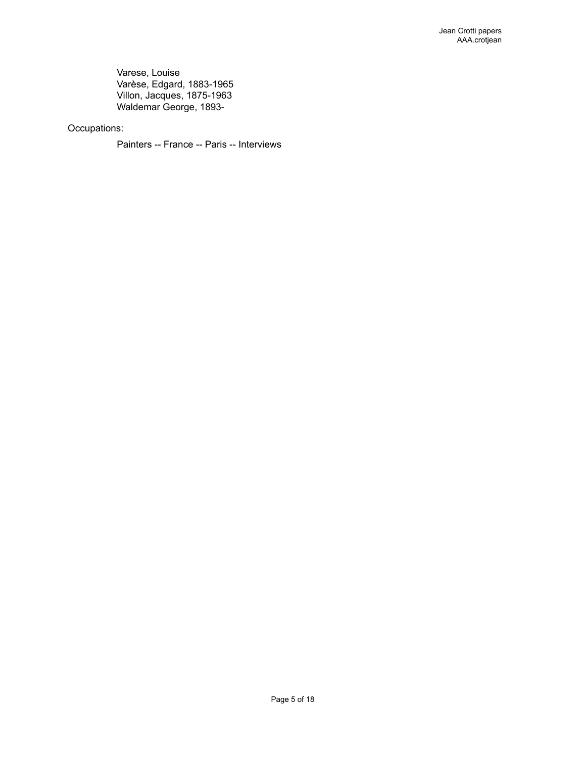Varese, Louise
Varèse, Edgard, 1883-1965
Villon, Jacques, 1875-1963
Waldemar George, 1893-

Occupations:

Painters -- France -- Paris -- Interviews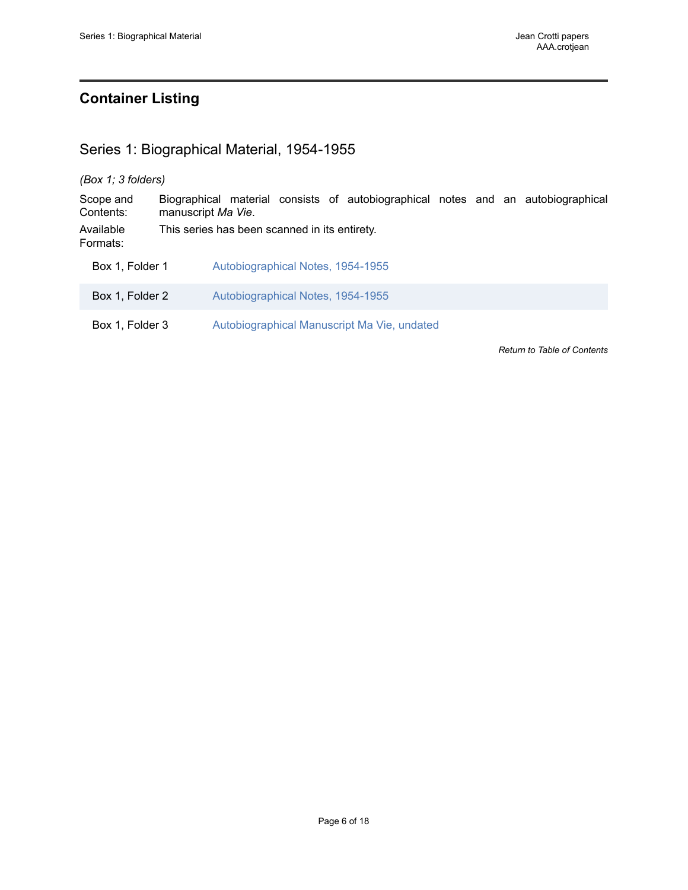## Container Listing

### Series 1: Biographical Material, 1954-1955

*(Box 1; 3 folders)*

Scope and Contents: Biographical material consists of autobiographical notes and an autobiographical manuscript *Ma Vie*.

Available Formats: This series has been scanned in its entirety.

| | |
|---|---|
| Box 1, Folder 1 | Autobiographical Notes, 1954-1955 |
| Box 1, Folder 2 | Autobiographical Notes, 1954-1955 |
| Box 1, Folder 3 | Autobiographical Manuscript Ma Vie, undated |

*Return to Table of Contents*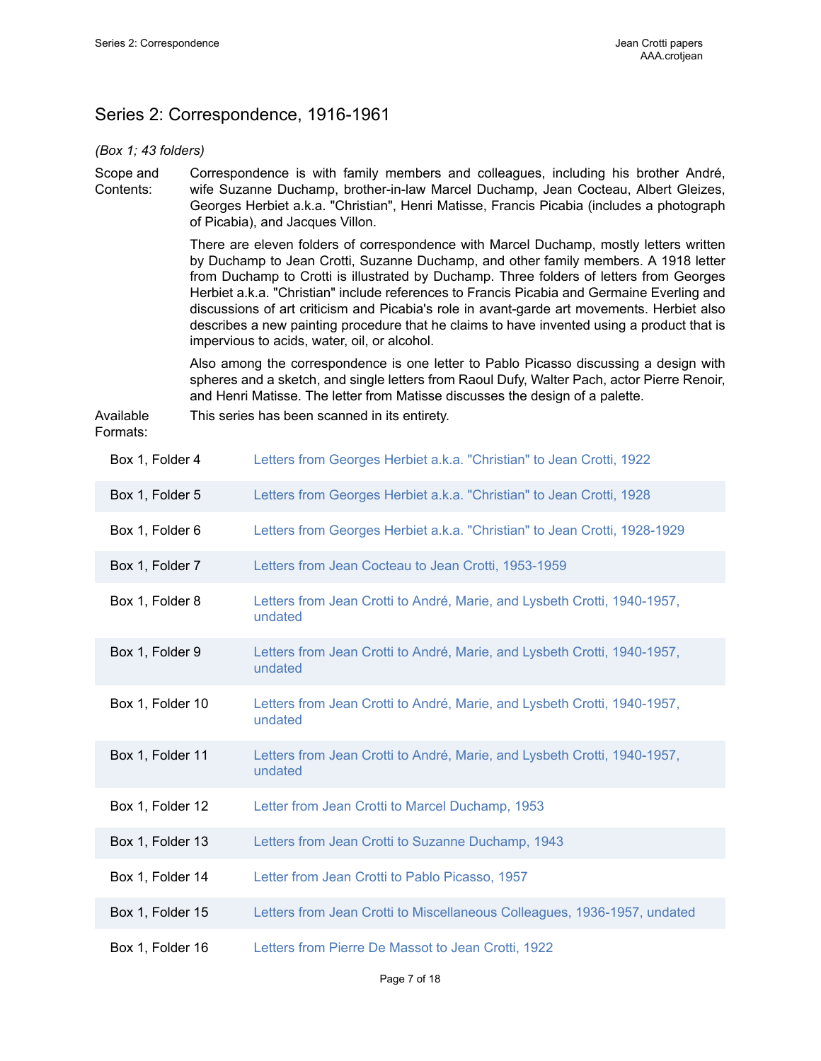## Series 2: Correspondence, 1916-1961

*(Box 1; 43 folders)*

Scope and Contents: Correspondence is with family members and colleagues, including his brother André, wife Suzanne Duchamp, brother-in-law Marcel Duchamp, Jean Cocteau, Albert Gleizes, Georges Herbiet a.k.a. "Christian", Henri Matisse, Francis Picabia (includes a photograph of Picabia), and Jacques Villon.

There are eleven folders of correspondence with Marcel Duchamp, mostly letters written by Duchamp to Jean Crotti, Suzanne Duchamp, and other family members. A 1918 letter from Duchamp to Crotti is illustrated by Duchamp. Three folders of letters from Georges Herbiet a.k.a. "Christian" include references to Francis Picabia and Germaine Everling and discussions of art criticism and Picabia's role in avant-garde art movements. Herbiet also describes a new painting procedure that he claims to have invented using a product that is impervious to acids, water, oil, or alcohol.

Also among the correspondence is one letter to Pablo Picasso discussing a design with spheres and a sketch, and single letters from Raoul Dufy, Walter Pach, actor Pierre Renoir, and Henri Matisse. The letter from Matisse discusses the design of a palette.

Available Formats: This series has been scanned in its entirety.

| | |
|---|---|
| Box 1, Folder 4 | Letters from Georges Herbiet a.k.a. "Christian" to Jean Crotti, 1922 |
| Box 1, Folder 5 | Letters from Georges Herbiet a.k.a. "Christian" to Jean Crotti, 1928 |
| Box 1, Folder 6 | Letters from Georges Herbiet a.k.a. "Christian" to Jean Crotti, 1928-1929 |
| Box 1, Folder 7 | Letters from Jean Cocteau to Jean Crotti, 1953-1959 |
| Box 1, Folder 8 | Letters from Jean Crotti to André, Marie, and Lysbeth Crotti, 1940-1957, undated |
| Box 1, Folder 9 | Letters from Jean Crotti to André, Marie, and Lysbeth Crotti, 1940-1957, undated |
| Box 1, Folder 10 | Letters from Jean Crotti to André, Marie, and Lysbeth Crotti, 1940-1957, undated |
| Box 1, Folder 11 | Letters from Jean Crotti to André, Marie, and Lysbeth Crotti, 1940-1957, undated |
| Box 1, Folder 12 | Letter from Jean Crotti to Marcel Duchamp, 1953 |
| Box 1, Folder 13 | Letters from Jean Crotti to Suzanne Duchamp, 1943 |
| Box 1, Folder 14 | Letter from Jean Crotti to Pablo Picasso, 1957 |
| Box 1, Folder 15 | Letters from Jean Crotti to Miscellaneous Colleagues, 1936-1957, undated |
| Box 1, Folder 16 | Letters from Pierre De Massot to Jean Crotti, 1922 |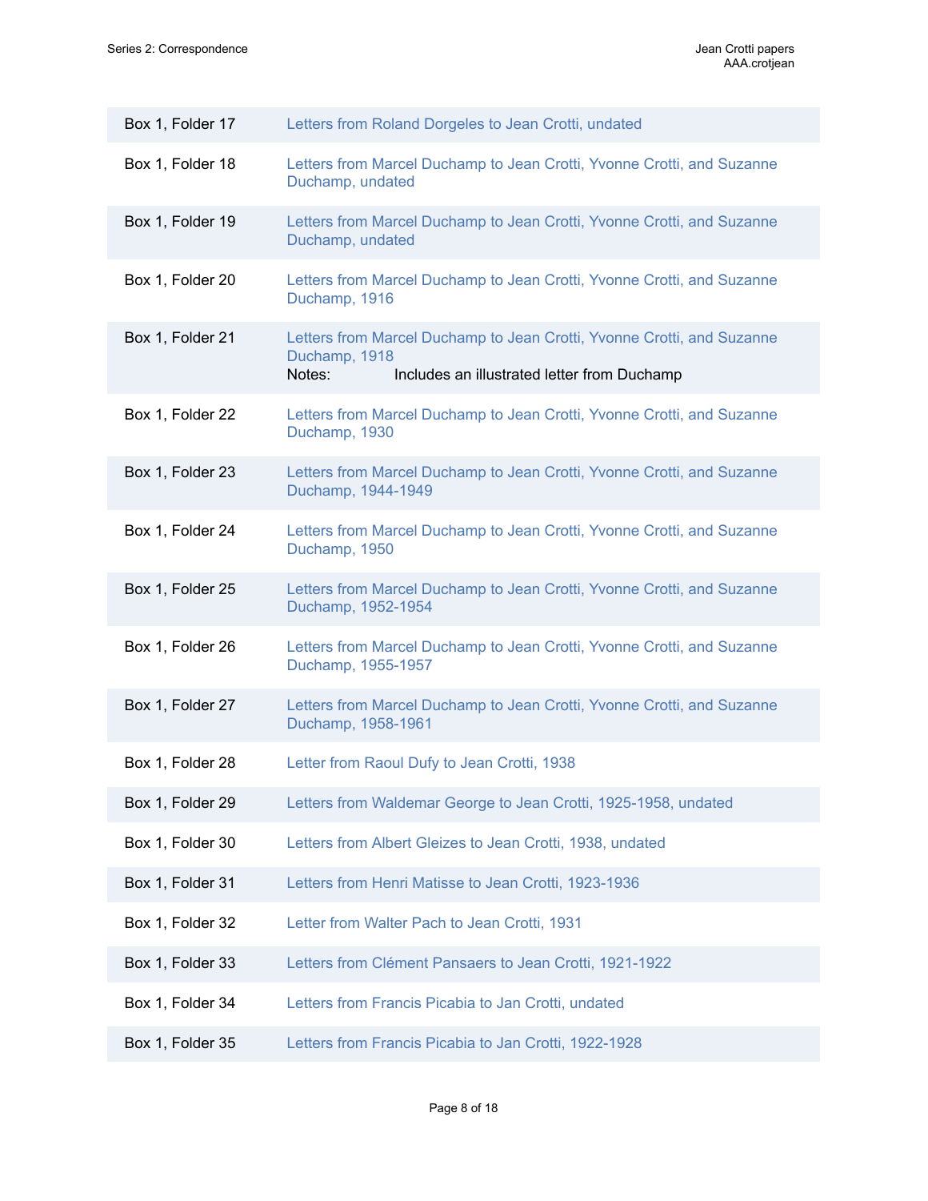| | |
|---|---|
| Box 1, Folder 17 | Letters from Roland Dorgeles to Jean Crotti, undated |
| Box 1, Folder 18 | Letters from Marcel Duchamp to Jean Crotti, Yvonne Crotti, and Suzanne Duchamp, undated |
| Box 1, Folder 19 | Letters from Marcel Duchamp to Jean Crotti, Yvonne Crotti, and Suzanne Duchamp, undated |
| Box 1, Folder 20 | Letters from Marcel Duchamp to Jean Crotti, Yvonne Crotti, and Suzanne Duchamp, 1916 |
| Box 1, Folder 21 | Letters from Marcel Duchamp to Jean Crotti, Yvonne Crotti, and Suzanne Duchamp, 1918<br>Notes: Includes an illustrated letter from Duchamp |
| Box 1, Folder 22 | Letters from Marcel Duchamp to Jean Crotti, Yvonne Crotti, and Suzanne Duchamp, 1930 |
| Box 1, Folder 23 | Letters from Marcel Duchamp to Jean Crotti, Yvonne Crotti, and Suzanne Duchamp, 1944-1949 |
| Box 1, Folder 24 | Letters from Marcel Duchamp to Jean Crotti, Yvonne Crotti, and Suzanne Duchamp, 1950 |
| Box 1, Folder 25 | Letters from Marcel Duchamp to Jean Crotti, Yvonne Crotti, and Suzanne Duchamp, 1952-1954 |
| Box 1, Folder 26 | Letters from Marcel Duchamp to Jean Crotti, Yvonne Crotti, and Suzanne Duchamp, 1955-1957 |
| Box 1, Folder 27 | Letters from Marcel Duchamp to Jean Crotti, Yvonne Crotti, and Suzanne Duchamp, 1958-1961 |
| Box 1, Folder 28 | Letter from Raoul Dufy to Jean Crotti, 1938 |
| Box 1, Folder 29 | Letters from Waldemar George to Jean Crotti, 1925-1958, undated |
| Box 1, Folder 30 | Letters from Albert Gleizes to Jean Crotti, 1938, undated |
| Box 1, Folder 31 | Letters from Henri Matisse to Jean Crotti, 1923-1936 |
| Box 1, Folder 32 | Letter from Walter Pach to Jean Crotti, 1931 |
| Box 1, Folder 33 | Letters from Clément Pansaers to Jean Crotti, 1921-1922 |
| Box 1, Folder 34 | Letters from Francis Picabia to Jan Crotti, undated |
| Box 1, Folder 35 | Letters from Francis Picabia to Jan Crotti, 1922-1928 |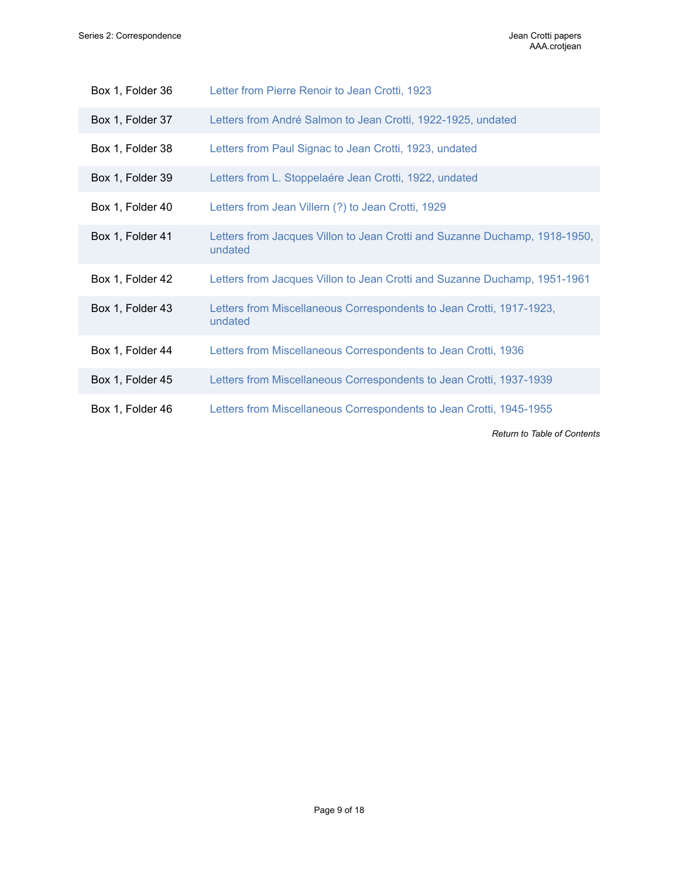| | |
|---|---|
| Box 1, Folder 36 | Letter from Pierre Renoir to Jean Crotti, 1923 |
| Box 1, Folder 37 | Letters from André Salmon to Jean Crotti, 1922-1925, undated |
| Box 1, Folder 38 | Letters from Paul Signac to Jean Crotti, 1923, undated |
| Box 1, Folder 39 | Letters from L. Stoppelaére Jean Crotti, 1922, undated |
| Box 1, Folder 40 | Letters from Jean Villern (?) to Jean Crotti, 1929 |
| Box 1, Folder 41 | Letters from Jacques Villon to Jean Crotti and Suzanne Duchamp, 1918-1950, undated |
| Box 1, Folder 42 | Letters from Jacques Villon to Jean Crotti and Suzanne Duchamp, 1951-1961 |
| Box 1, Folder 43 | Letters from Miscellaneous Correspondents to Jean Crotti, 1917-1923, undated |
| Box 1, Folder 44 | Letters from Miscellaneous Correspondents to Jean Crotti, 1936 |
| Box 1, Folder 45 | Letters from Miscellaneous Correspondents to Jean Crotti, 1937-1939 |
| Box 1, Folder 46 | Letters from Miscellaneous Correspondents to Jean Crotti, 1945-1955 |

*Return to Table of Contents*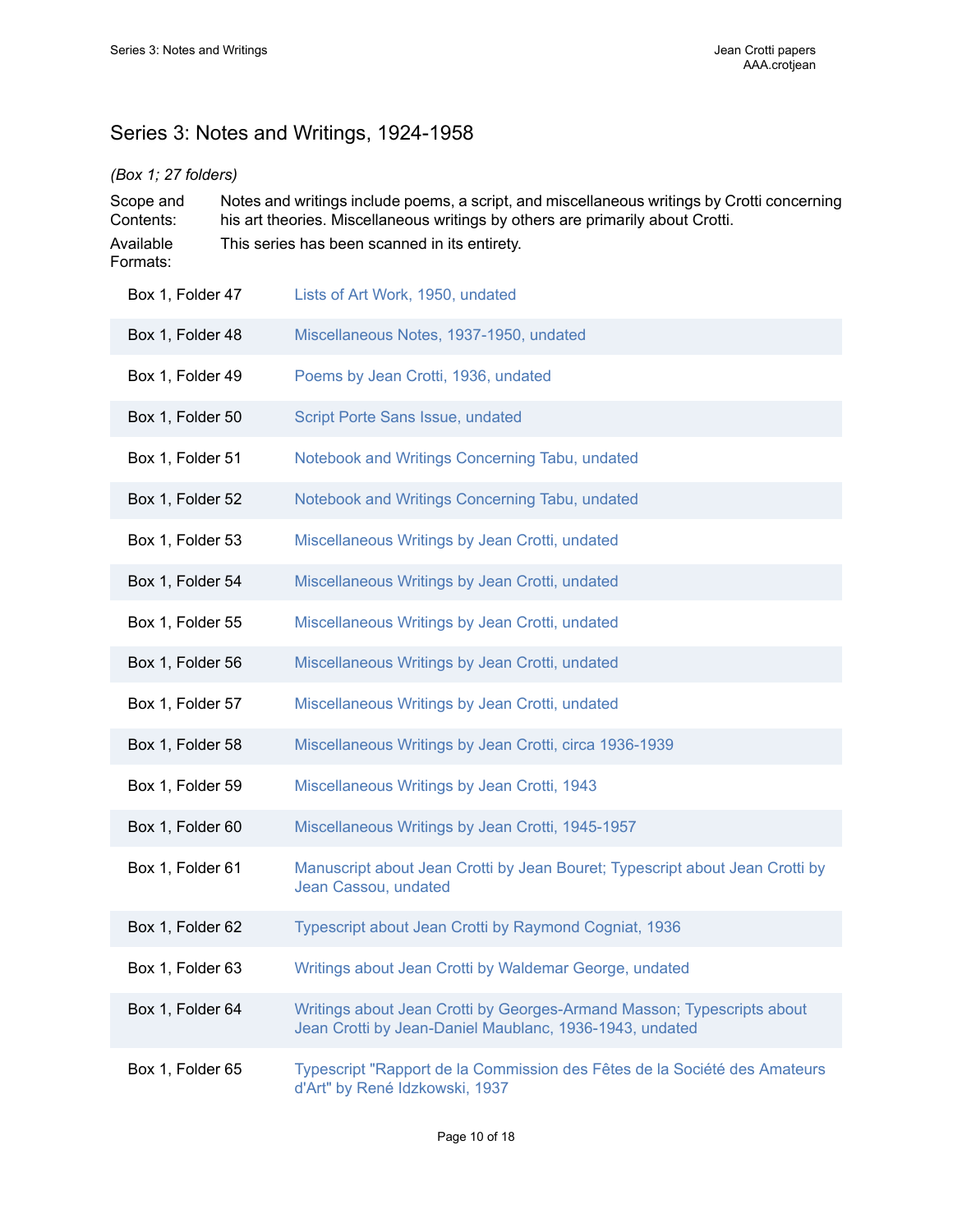## Series 3: Notes and Writings, 1924-1958

*(Box 1; 27 folders)*

Scope and Contents: Notes and writings include poems, a script, and miscellaneous writings by Crotti concerning his art theories. Miscellaneous writings by others are primarily about Crotti.

Available Formats: This series has been scanned in its entirety.

| | |
|---|---|
| Box 1, Folder 47 | Lists of Art Work, 1950, undated |
| Box 1, Folder 48 | Miscellaneous Notes, 1937-1950, undated |
| Box 1, Folder 49 | Poems by Jean Crotti, 1936, undated |
| Box 1, Folder 50 | Script Porte Sans Issue, undated |
| Box 1, Folder 51 | Notebook and Writings Concerning Tabu, undated |
| Box 1, Folder 52 | Notebook and Writings Concerning Tabu, undated |
| Box 1, Folder 53 | Miscellaneous Writings by Jean Crotti, undated |
| Box 1, Folder 54 | Miscellaneous Writings by Jean Crotti, undated |
| Box 1, Folder 55 | Miscellaneous Writings by Jean Crotti, undated |
| Box 1, Folder 56 | Miscellaneous Writings by Jean Crotti, undated |
| Box 1, Folder 57 | Miscellaneous Writings by Jean Crotti, undated |
| Box 1, Folder 58 | Miscellaneous Writings by Jean Crotti, circa 1936-1939 |
| Box 1, Folder 59 | Miscellaneous Writings by Jean Crotti, 1943 |
| Box 1, Folder 60 | Miscellaneous Writings by Jean Crotti, 1945-1957 |
| Box 1, Folder 61 | Manuscript about Jean Crotti by Jean Bouret; Typescript about Jean Crotti by Jean Cassou, undated |
| Box 1, Folder 62 | Typescript about Jean Crotti by Raymond Cogniat, 1936 |
| Box 1, Folder 63 | Writings about Jean Crotti by Waldemar George, undated |
| Box 1, Folder 64 | Writings about Jean Crotti by Georges-Armand Masson; Typescripts about Jean Crotti by Jean-Daniel Maublanc, 1936-1943, undated |
| Box 1, Folder 65 | Typescript "Rapport de la Commission des Fêtes de la Société des Amateurs d'Art" by René Idzkowski, 1937 |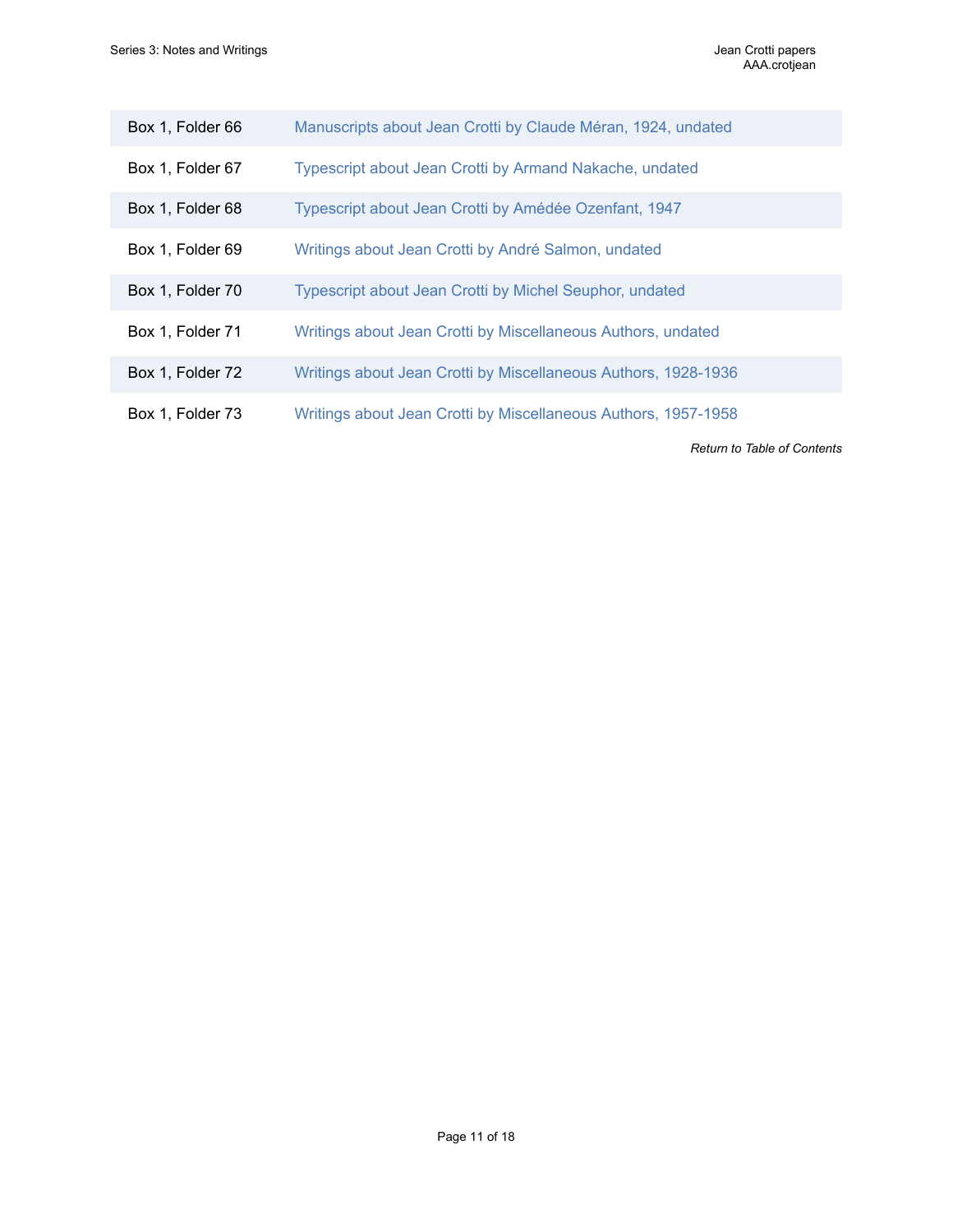| | |
|---|---|
| Box 1, Folder 66 | Manuscripts about Jean Crotti by Claude Méran, 1924, undated |
| Box 1, Folder 67 | Typescript about Jean Crotti by Armand Nakache, undated |
| Box 1, Folder 68 | Typescript about Jean Crotti by Amédée Ozenfant, 1947 |
| Box 1, Folder 69 | Writings about Jean Crotti by André Salmon, undated |
| Box 1, Folder 70 | Typescript about Jean Crotti by Michel Seuphor, undated |
| Box 1, Folder 71 | Writings about Jean Crotti by Miscellaneous Authors, undated |
| Box 1, Folder 72 | Writings about Jean Crotti by Miscellaneous Authors, 1928-1936 |
| Box 1, Folder 73 | Writings about Jean Crotti by Miscellaneous Authors, 1957-1958 |

*Return to Table of Contents*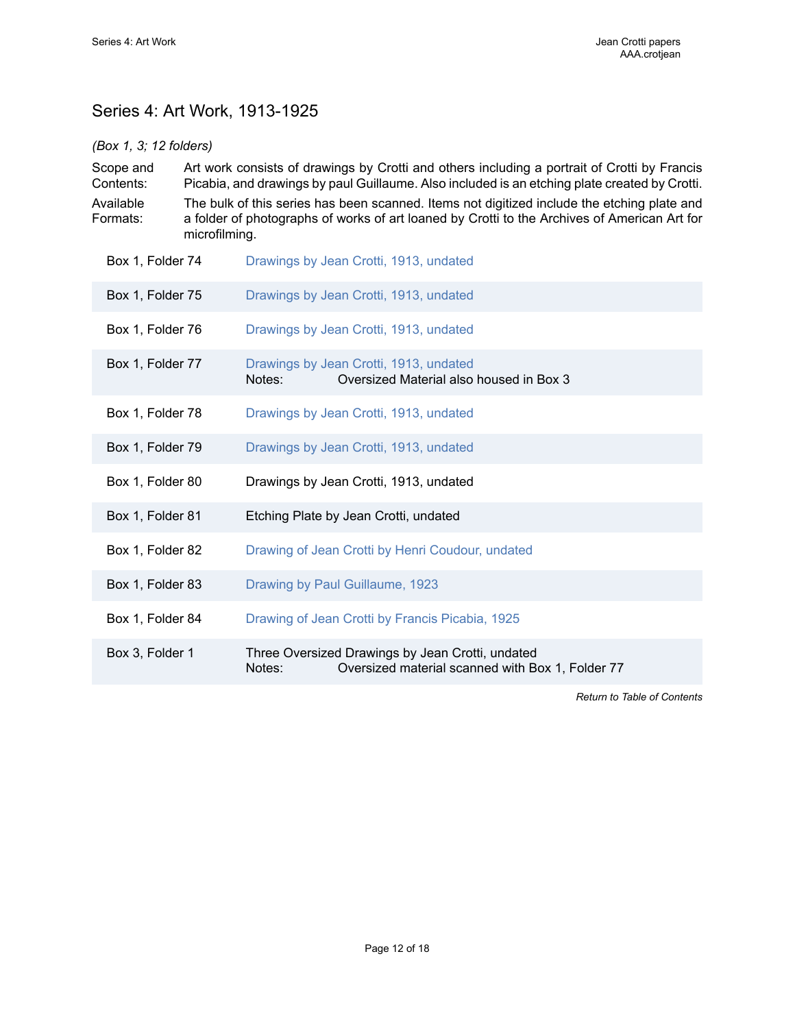## Series 4: Art Work, 1913-1925

*(Box 1, 3; 12 folders)*

| | |
|---|---|
| Scope and Contents: | Art work consists of drawings by Crotti and others including a portrait of Crotti by Francis Picabia, and drawings by paul Guillaume. Also included is an etching plate created by Crotti. |
| Available Formats: | The bulk of this series has been scanned. Items not digitized include the etching plate and a folder of photographs of works of art loaned by Crotti to the Archives of American Art for microfilming. |

| Location | Description |
|---|---|
| Box 1, Folder 74 | Drawings by Jean Crotti, 1913, undated |
| Box 1, Folder 75 | Drawings by Jean Crotti, 1913, undated |
| Box 1, Folder 76 | Drawings by Jean Crotti, 1913, undated |
| Box 1, Folder 77 | Drawings by Jean Crotti, 1913, undated<br>Notes: Oversized Material also housed in Box 3 |
| Box 1, Folder 78 | Drawings by Jean Crotti, 1913, undated |
| Box 1, Folder 79 | Drawings by Jean Crotti, 1913, undated |
| Box 1, Folder 80 | Drawings by Jean Crotti, 1913, undated |
| Box 1, Folder 81 | Etching Plate by Jean Crotti, undated |
| Box 1, Folder 82 | Drawing of Jean Crotti by Henri Coudour, undated |
| Box 1, Folder 83 | Drawing by Paul Guillaume, 1923 |
| Box 1, Folder 84 | Drawing of Jean Crotti by Francis Picabia, 1925 |
| Box 3, Folder 1 | Three Oversized Drawings by Jean Crotti, undated<br>Notes: Oversized material scanned with Box 1, Folder 77 |

*Return to Table of Contents*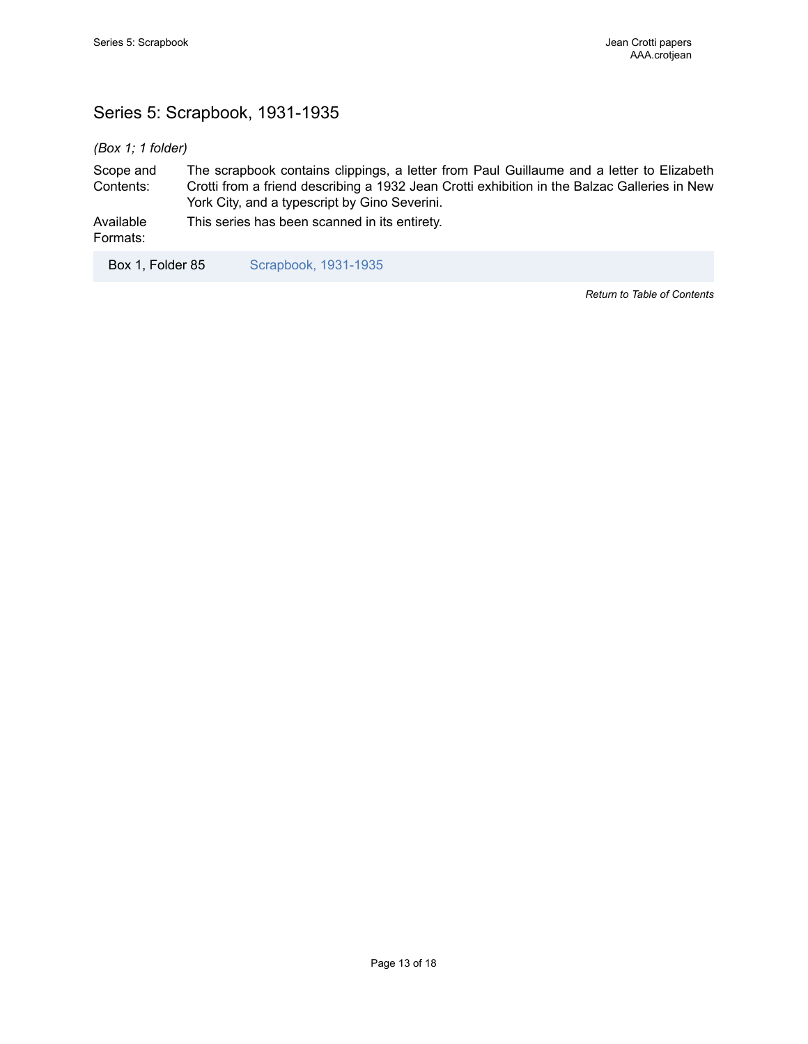## Series 5: Scrapbook, 1931-1935

*(Box 1; 1 folder)*

| | |
|---|---|
| Scope and Contents: | The scrapbook contains clippings, a letter from Paul Guillaume and a letter to Elizabeth Crotti from a friend describing a 1932 Jean Crotti exhibition in the Balzac Galleries in New York City, and a typescript by Gino Severini. |
| Available Formats: | This series has been scanned in its entirety. |

| | |
|---|---|
| Box 1, Folder 85 | Scrapbook, 1931-1935 |

*Return to Table of Contents*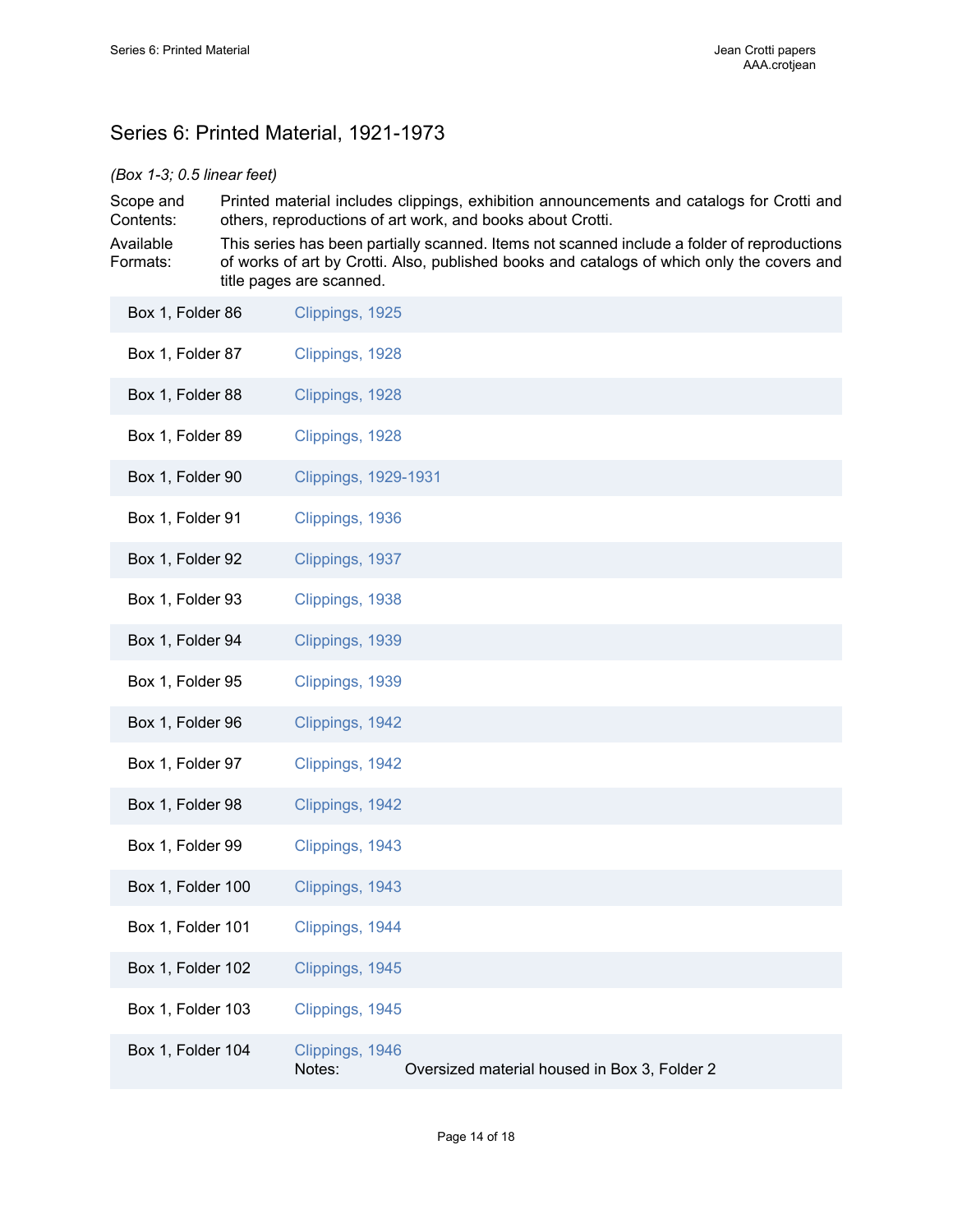## Series 6: Printed Material, 1921-1973

*(Box 1-3; 0.5 linear feet)*

Scope and Contents: Printed material includes clippings, exhibition announcements and catalogs for Crotti and others, reproductions of art work, and books about Crotti.

Available Formats: This series has been partially scanned. Items not scanned include a folder of reproductions of works of art by Crotti. Also, published books and catalogs of which only the covers and title pages are scanned.

| Location | Title |
|---|---|
| Box 1, Folder 86 | Clippings, 1925 |
| Box 1, Folder 87 | Clippings, 1928 |
| Box 1, Folder 88 | Clippings, 1928 |
| Box 1, Folder 89 | Clippings, 1928 |
| Box 1, Folder 90 | Clippings, 1929-1931 |
| Box 1, Folder 91 | Clippings, 1936 |
| Box 1, Folder 92 | Clippings, 1937 |
| Box 1, Folder 93 | Clippings, 1938 |
| Box 1, Folder 94 | Clippings, 1939 |
| Box 1, Folder 95 | Clippings, 1939 |
| Box 1, Folder 96 | Clippings, 1942 |
| Box 1, Folder 97 | Clippings, 1942 |
| Box 1, Folder 98 | Clippings, 1942 |
| Box 1, Folder 99 | Clippings, 1943 |
| Box 1, Folder 100 | Clippings, 1943 |
| Box 1, Folder 101 | Clippings, 1944 |
| Box 1, Folder 102 | Clippings, 1945 |
| Box 1, Folder 103 | Clippings, 1945 |
| Box 1, Folder 104 | Clippings, 1946<br>Notes: Oversized material housed in Box 3, Folder 2 |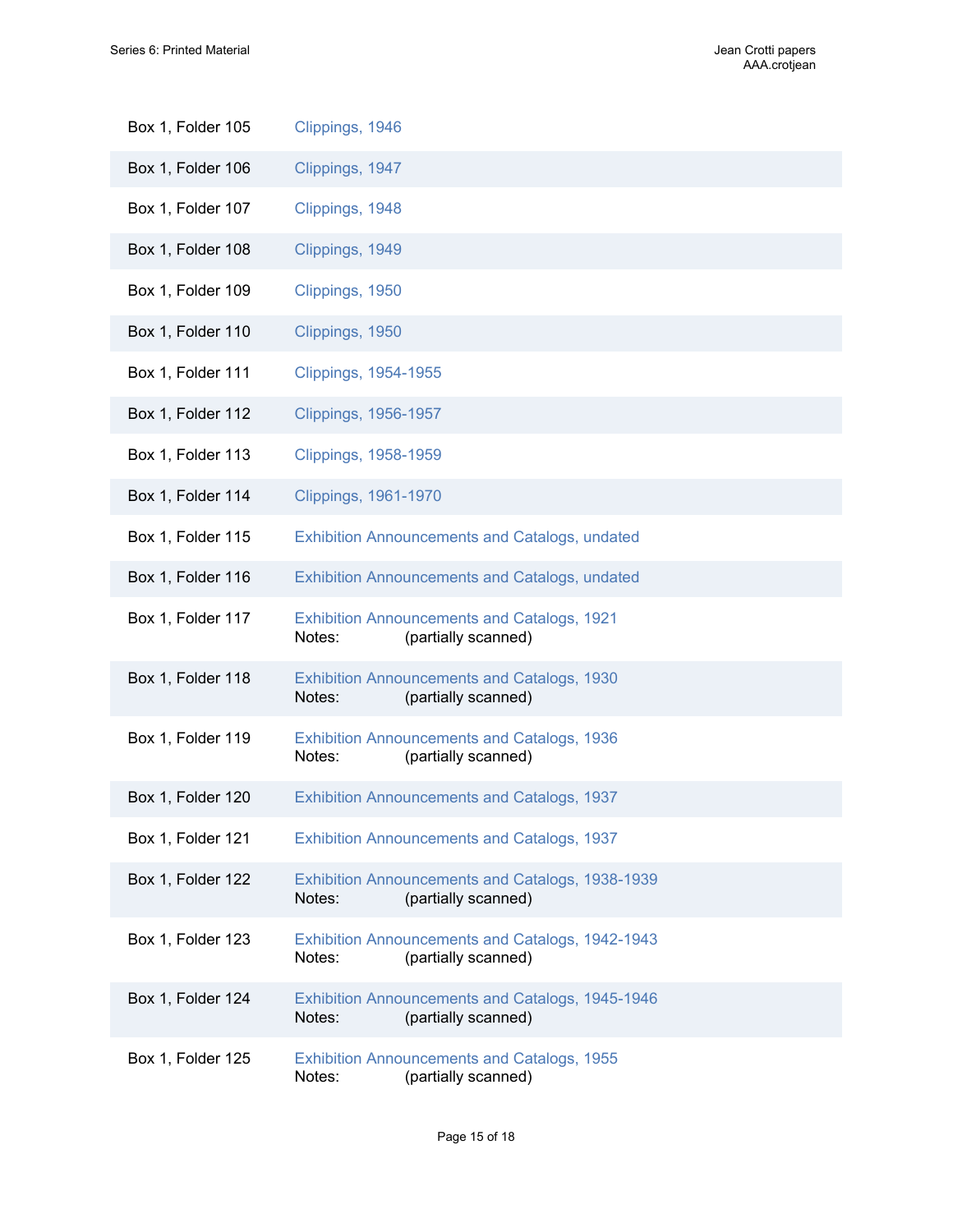| | |
|---|---|
| Box 1, Folder 105 | Clippings, 1946 |
| Box 1, Folder 106 | Clippings, 1947 |
| Box 1, Folder 107 | Clippings, 1948 |
| Box 1, Folder 108 | Clippings, 1949 |
| Box 1, Folder 109 | Clippings, 1950 |
| Box 1, Folder 110 | Clippings, 1950 |
| Box 1, Folder 111 | Clippings, 1954-1955 |
| Box 1, Folder 112 | Clippings, 1956-1957 |
| Box 1, Folder 113 | Clippings, 1958-1959 |
| Box 1, Folder 114 | Clippings, 1961-1970 |
| Box 1, Folder 115 | Exhibition Announcements and Catalogs, undated |
| Box 1, Folder 116 | Exhibition Announcements and Catalogs, undated |
| Box 1, Folder 117 | Exhibition Announcements and Catalogs, 1921<br>Notes: (partially scanned) |
| Box 1, Folder 118 | Exhibition Announcements and Catalogs, 1930<br>Notes: (partially scanned) |
| Box 1, Folder 119 | Exhibition Announcements and Catalogs, 1936<br>Notes: (partially scanned) |
| Box 1, Folder 120 | Exhibition Announcements and Catalogs, 1937 |
| Box 1, Folder 121 | Exhibition Announcements and Catalogs, 1937 |
| Box 1, Folder 122 | Exhibition Announcements and Catalogs, 1938-1939<br>Notes: (partially scanned) |
| Box 1, Folder 123 | Exhibition Announcements and Catalogs, 1942-1943<br>Notes: (partially scanned) |
| Box 1, Folder 124 | Exhibition Announcements and Catalogs, 1945-1946<br>Notes: (partially scanned) |
| Box 1, Folder 125 | Exhibition Announcements and Catalogs, 1955<br>Notes: (partially scanned) |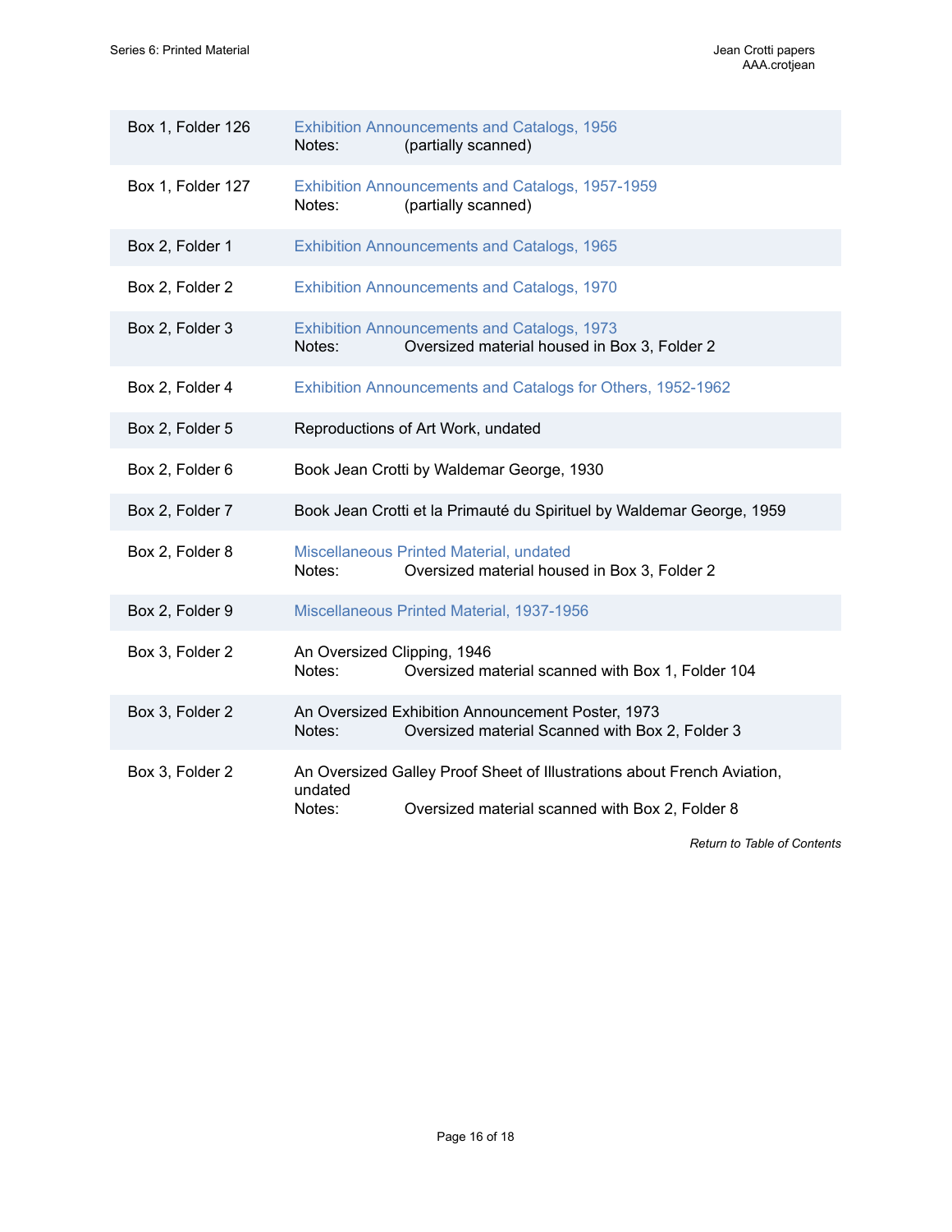| Location | Description |
| --- | --- |
| Box 1, Folder 126 | Exhibition Announcements and Catalogs, 1956<br>Notes: (partially scanned) |
| Box 1, Folder 127 | Exhibition Announcements and Catalogs, 1957-1959<br>Notes: (partially scanned) |
| Box 2, Folder 1 | Exhibition Announcements and Catalogs, 1965 |
| Box 2, Folder 2 | Exhibition Announcements and Catalogs, 1970 |
| Box 2, Folder 3 | Exhibition Announcements and Catalogs, 1973<br>Notes: Oversized material housed in Box 3, Folder 2 |
| Box 2, Folder 4 | Exhibition Announcements and Catalogs for Others, 1952-1962 |
| Box 2, Folder 5 | Reproductions of Art Work, undated |
| Box 2, Folder 6 | Book Jean Crotti by Waldemar George, 1930 |
| Box 2, Folder 7 | Book Jean Crotti et la Primauté du Spirituel by Waldemar George, 1959 |
| Box 2, Folder 8 | Miscellaneous Printed Material, undated<br>Notes: Oversized material housed in Box 3, Folder 2 |
| Box 2, Folder 9 | Miscellaneous Printed Material, 1937-1956 |
| Box 3, Folder 2 | An Oversized Clipping, 1946<br>Notes: Oversized material scanned with Box 1, Folder 104 |
| Box 3, Folder 2 | An Oversized Exhibition Announcement Poster, 1973<br>Notes: Oversized material Scanned with Box 2, Folder 3 |
| Box 3, Folder 2 | An Oversized Galley Proof Sheet of Illustrations about French Aviation, undated<br>Notes: Oversized material scanned with Box 2, Folder 8 |

*Return to Table of Contents*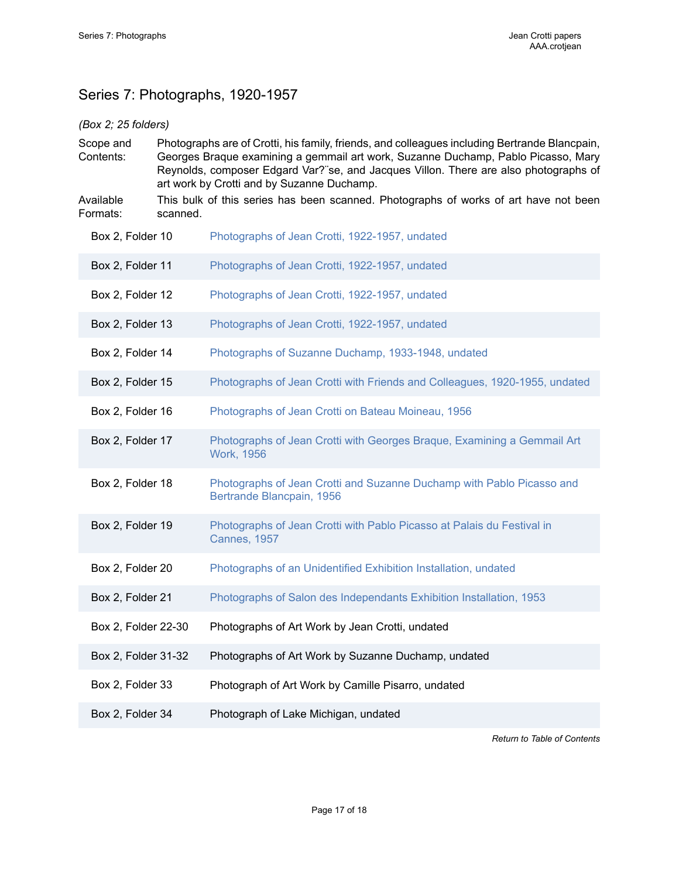## Series 7: Photographs, 1920-1957

*(Box 2; 25 folders)*

Scope and Contents: Photographs are of Crotti, his family, friends, and colleagues including Bertrande Blancpain, Georges Braque examining a gemmail art work, Suzanne Duchamp, Pablo Picasso, Mary Reynolds, composer Edgard Var?¨se, and Jacques Villon. There are also photographs of art work by Crotti and by Suzanne Duchamp.

Available Formats: This bulk of this series has been scanned. Photographs of works of art have not been scanned.

| | |
|---|---|
| Box 2, Folder 10 | Photographs of Jean Crotti, 1922-1957, undated |
| Box 2, Folder 11 | Photographs of Jean Crotti, 1922-1957, undated |
| Box 2, Folder 12 | Photographs of Jean Crotti, 1922-1957, undated |
| Box 2, Folder 13 | Photographs of Jean Crotti, 1922-1957, undated |
| Box 2, Folder 14 | Photographs of Suzanne Duchamp, 1933-1948, undated |
| Box 2, Folder 15 | Photographs of Jean Crotti with Friends and Colleagues, 1920-1955, undated |
| Box 2, Folder 16 | Photographs of Jean Crotti on Bateau Moineau, 1956 |
| Box 2, Folder 17 | Photographs of Jean Crotti with Georges Braque, Examining a Gemmail Art Work, 1956 |
| Box 2, Folder 18 | Photographs of Jean Crotti and Suzanne Duchamp with Pablo Picasso and Bertrande Blancpain, 1956 |
| Box 2, Folder 19 | Photographs of Jean Crotti with Pablo Picasso at Palais du Festival in Cannes, 1957 |
| Box 2, Folder 20 | Photographs of an Unidentified Exhibition Installation, undated |
| Box 2, Folder 21 | Photographs of Salon des Independants Exhibition Installation, 1953 |
| Box 2, Folder 22-30 | Photographs of Art Work by Jean Crotti, undated |
| Box 2, Folder 31-32 | Photographs of Art Work by Suzanne Duchamp, undated |
| Box 2, Folder 33 | Photograph of Art Work by Camille Pisarro, undated |
| Box 2, Folder 34 | Photograph of Lake Michigan, undated |

*Return to Table of Contents*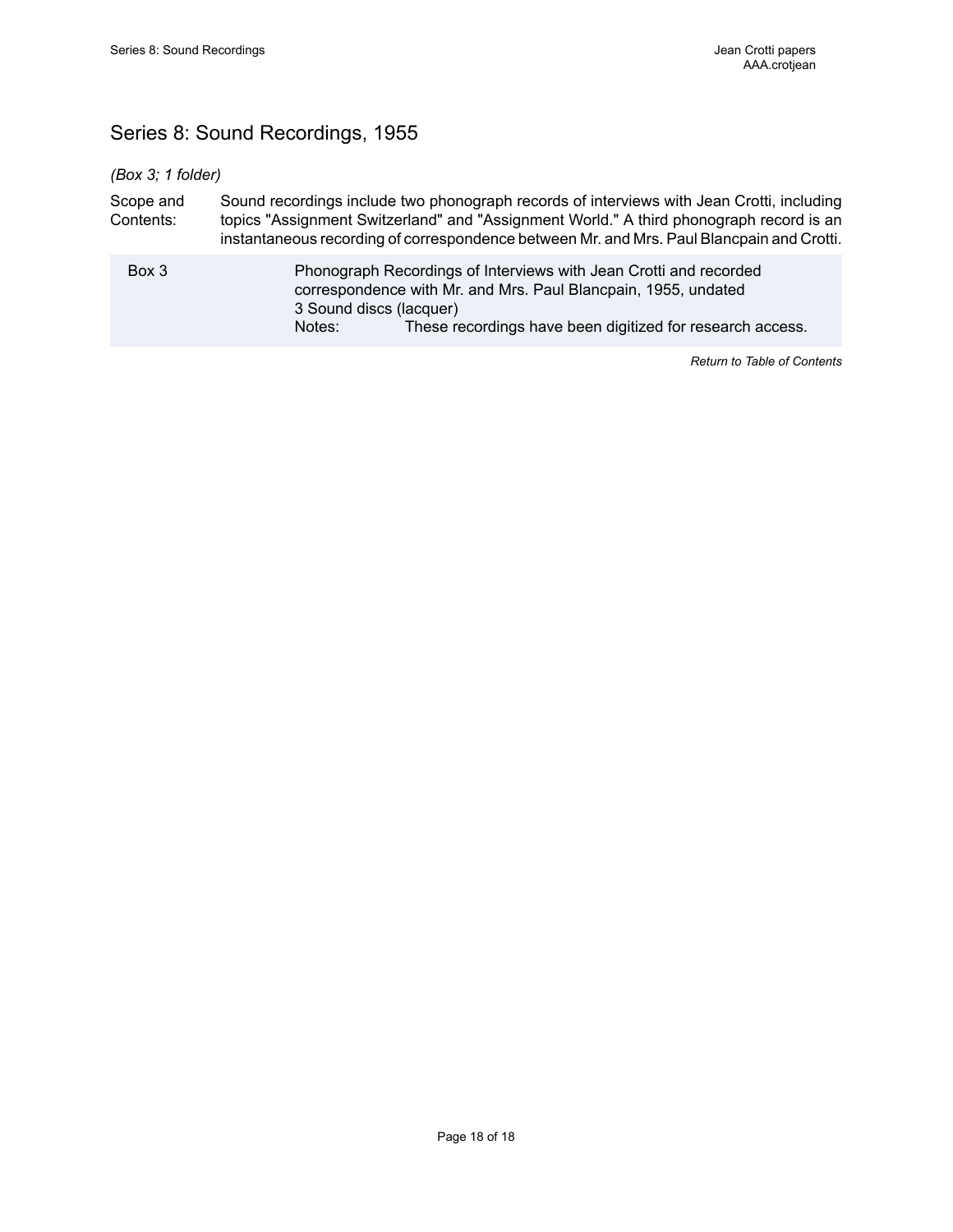## Series 8: Sound Recordings, 1955

*(Box 3; 1 folder)*

Scope and Contents: Sound recordings include two phonograph records of interviews with Jean Crotti, including topics "Assignment Switzerland" and "Assignment World." A third phonograph record is an instantaneous recording of correspondence between Mr. and Mrs. Paul Blancpain and Crotti.

| | |
|---|---|
| Box 3 | Phonograph Recordings of Interviews with Jean Crotti and recorded correspondence with Mr. and Mrs. Paul Blancpain, 1955, undated<br>3 Sound discs (lacquer)<br>Notes: These recordings have been digitized for research access. |

*Return to Table of Contents*